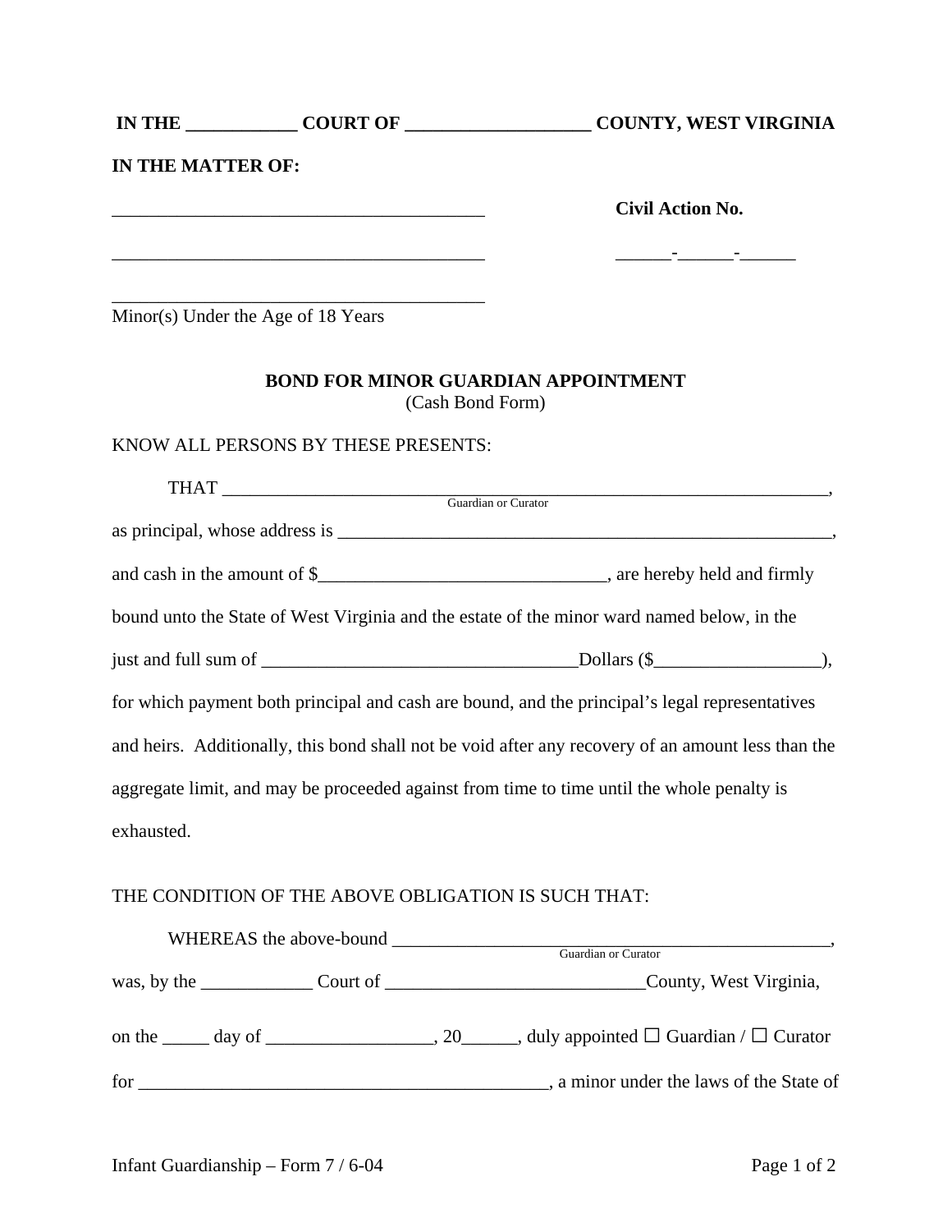**IN THE ___________ COURT OF ___________________ COUNTY, WEST VIRGINIA**

**IN THE MATTER OF:**

_______________________________________ **Civil Action No.**

_______________________________________ ______-______-______

_______________________________________
Minor(s) Under the Age of 18 Years

**BOND FOR MINOR GUARDIAN APPOINTMENT**
(Cash Bond Form)

KNOW ALL PERSONS BY THESE PRESENTS:

THAT _________________________________________________________________,
Guardian or Curator

as principal, whose address is ______________________________________________________,

and cash in the amount of $_______________________________, are hereby held and firmly bound unto the State of West Virginia and the estate of the minor ward named below, in the just and full sum of __________________________________Dollars ($_________________), for which payment both principal and cash are bound, and the principal's legal representatives and heirs. Additionally, this bond shall not be void after any recovery of an amount less than the aggregate limit, and may be proceeded against from time to time until the whole penalty is exhausted.

THE CONDITION OF THE ABOVE OBLIGATION IS SUCH THAT:

WHEREAS the above-bound _______________________________________________,
Guardian or Curator

was, by the ____________ Court of ____________________________County, West Virginia,

on the _____ day of _________________, 20______, duly appointed ☐ Guardian / ☐ Curator

for __________________________________________, a minor under the laws of the State of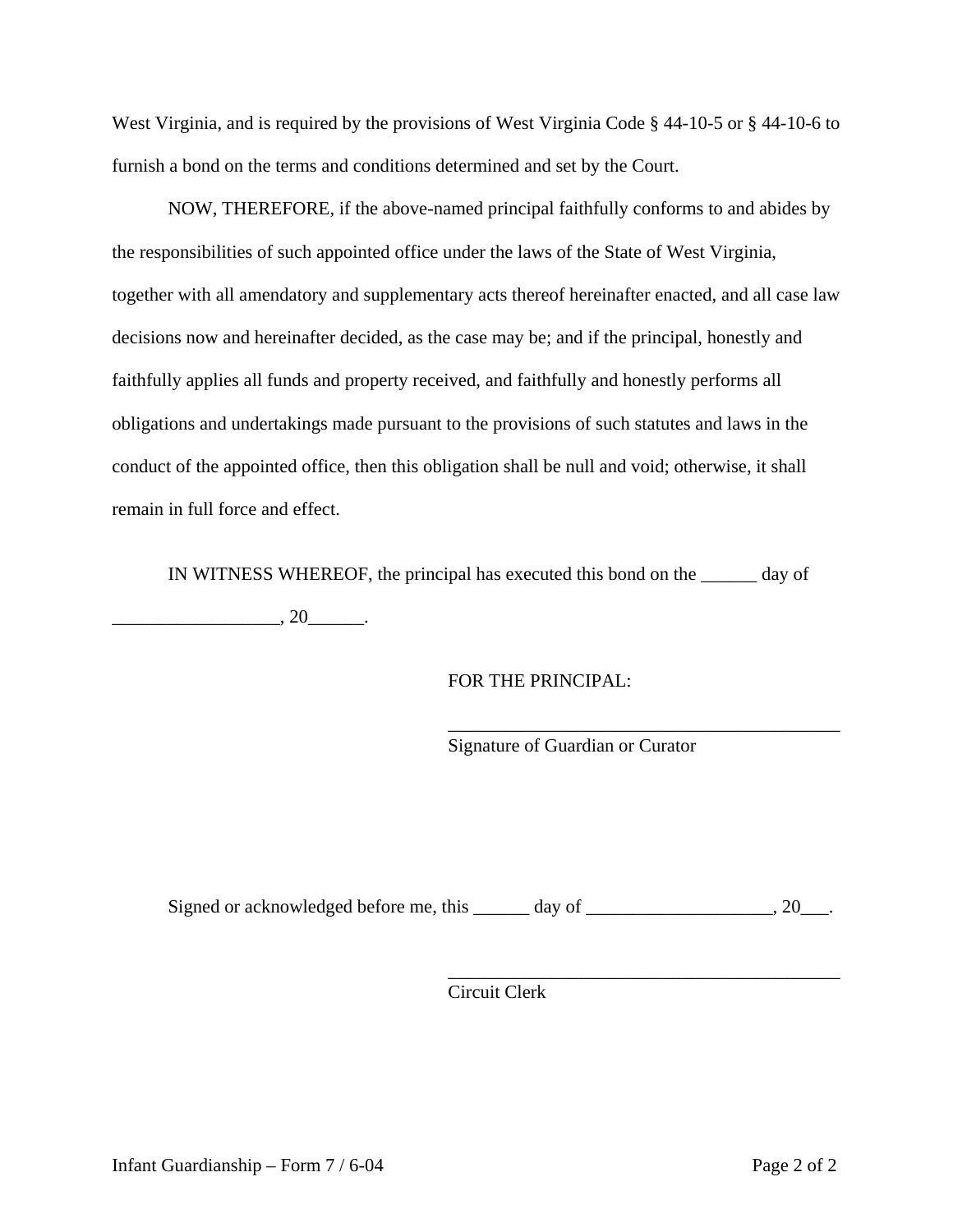West Virginia, and is required by the provisions of West Virginia Code § 44-10-5 or § 44-10-6 to furnish a bond on the terms and conditions determined and set by the Court.

NOW, THEREFORE, if the above-named principal faithfully conforms to and abides by the responsibilities of such appointed office under the laws of the State of West Virginia, together with all amendatory and supplementary acts thereof hereinafter enacted, and all case law decisions now and hereinafter decided, as the case may be; and if the principal, honestly and faithfully applies all funds and property received, and faithfully and honestly performs all obligations and undertakings made pursuant to the provisions of such statutes and laws in the conduct of the appointed office, then this obligation shall be null and void; otherwise, it shall remain in full force and effect.

IN WITNESS WHEREOF, the principal has executed this bond on the ______ day of __________________, 20______.

FOR THE PRINCIPAL:

___________________________________________
Signature of Guardian or Curator

Signed or acknowledged before me, this ______ day of ____________________, 20___.

___________________________________________
Circuit Clerk

Infant Guardianship – Form 7 / 6-04